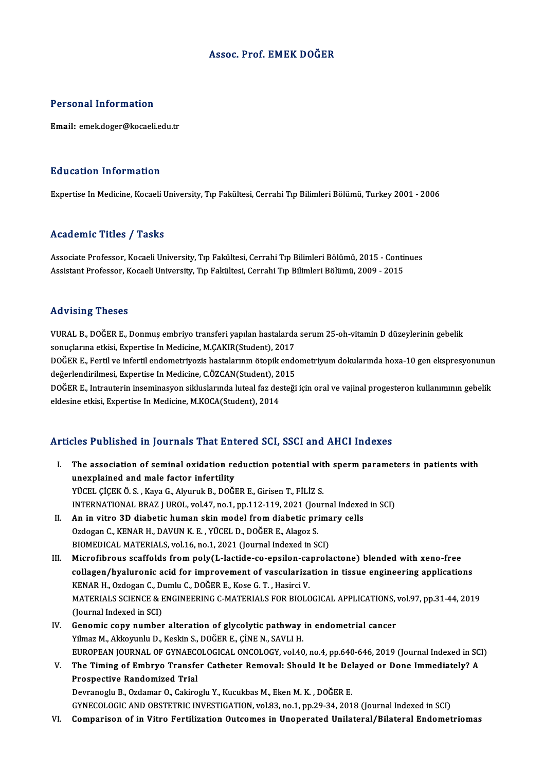# Assoc. Prof. EMEK DOĞER

## Personal Information

**Email:** emek.doger@kocaeli.edu.tr

## Education Information

Expertise In Medicine, Kocaeli University, Tıp Fakültesi, Cerrahi Tıp Bilimleri Bölümü, Turkey 2001 - 2006

## Academic Titles / Tasks

Associate Professor, Kocaeli University, Tıp Fakültesi, Cerrahi Tıp Bilimleri Bölümü, 2015 - Continues
Assistant Professor, Kocaeli University, Tıp Fakültesi, Cerrahi Tıp Bilimleri Bölümü, 2009 - 2015

## Advising Theses

VURAL B., DOĞER E., Donmuş embriyo transferi yapılan hastalarda serum 25-oh-vitamin D düzeylerinin gebelik sonuçlarına etkisi, Expertise In Medicine, M.ÇAKIR(Student), 2017
DOĞER E., Fertil ve infertil endometriyozis hastalarının ötopik endometriyum dokularında hoxa-10 gen ekspresyonunun değerlendirilmesi, Expertise In Medicine, C.ÖZCAN(Student), 2015
DOĞER E., Intrauterin inseminasyon sikluslarında luteal faz desteği için oral ve vajinal progesteron kullanımının gebelik eldesine etkisi, Expertise In Medicine, M.KOCA(Student), 2014

## Articles Published in Journals That Entered SCI, SSCI and AHCI Indexes

I. **The association of seminal oxidation reduction potential with sperm parameters in patients with unexplained and male factor infertility**
YÜCEL ÇİÇEK Ö. S. , Kaya G., Alyuruk B., DOĞER E., Girisen T., FİLİZ S.
INTERNATIONAL BRAZ J UROL, vol.47, no.1, pp.112-119, 2021 (Journal Indexed in SCI)

II. **An in vitro 3D diabetic human skin model from diabetic primary cells**
Ozdogan C., KENAR H., DAVUN K. E. , YÜCEL D., DOĞER E., Alagoz S.
BIOMEDICAL MATERIALS, vol.16, no.1, 2021 (Journal Indexed in SCI)

III. **Microfibrous scaffolds from poly(L-lactide-co-epsilon-caprolactone) blended with xeno-free collagen/hyaluronic acid for improvement of vascularization in tissue engineering applications**
KENAR H., Ozdogan C., Dumlu C., DOĞER E., Kose G. T. , Hasirci V.
MATERIALS SCIENCE & ENGINEERING C-MATERIALS FOR BIOLOGICAL APPLICATIONS, vol.97, pp.31-44, 2019 (Journal Indexed in SCI)

IV. **Genomic copy number alteration of glycolytic pathway in endometrial cancer**
Yilmaz M., Akkoyunlu D., Keskin S., DOĞER E., ÇİNE N., SAVLI H.
EUROPEAN JOURNAL OF GYNAECOLOGICAL ONCOLOGY, vol.40, no.4, pp.640-646, 2019 (Journal Indexed in SCI)

V. **The Timing of Embryo Transfer Catheter Removal: Should It be Delayed or Done Immediately? A Prospective Randomized Trial**
Devranoglu B., Ozdamar O., Cakiroglu Y., Kucukbas M., Eken M. K. , DOĞER E.
GYNECOLOGIC AND OBSTETRIC INVESTIGATION, vol.83, no.1, pp.29-34, 2018 (Journal Indexed in SCI)

VI. **Comparison of in Vitro Fertilization Outcomes in Unoperated Unilateral/Bilateral Endometriomas**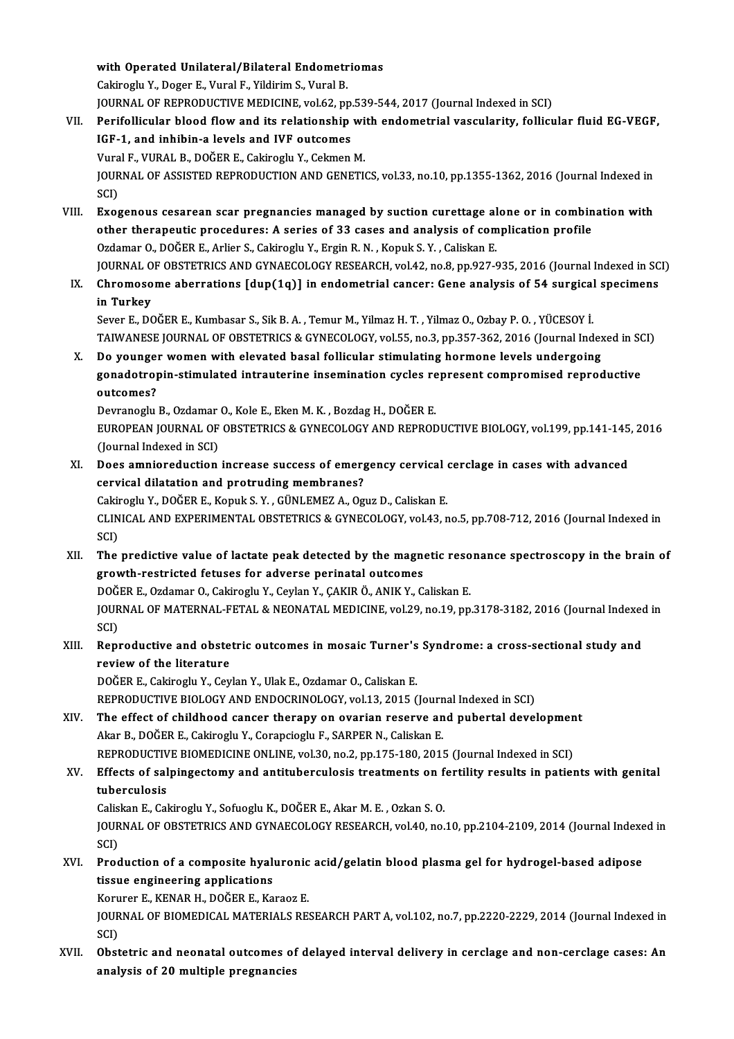with Operated Unilateral/Bilateral Endometriomas
Cakiroglu Y., Doger E., Vural F., Yildirim S., Vural B.
JOURNAL OF REPRODUCTIVE MEDICINE, vol.62, pp.539-544, 2017 (Journal Indexed in SCI)

VII. **Perifollicular blood flow and its relationship with endometrial vascularity, follicular fluid EG-VEGF, IGF-1, and inhibin-a levels and IVF outcomes**
Vural F., VURAL B., DOĞER E., Cakiroglu Y., Cekmen M.
JOURNAL OF ASSISTED REPRODUCTION AND GENETICS, vol.33, no.10, pp.1355-1362, 2016 (Journal Indexed in SCI)

VIII. **Exogenous cesarean scar pregnancies managed by suction curettage alone or in combination with other therapeutic procedures: A series of 33 cases and analysis of complication profile**
Ozdamar O., DOĞER E., Arlier S., Cakiroglu Y., Ergin R. N. , Kopuk S. Y. , Caliskan E.
JOURNAL OF OBSTETRICS AND GYNAECOLOGY RESEARCH, vol.42, no.8, pp.927-935, 2016 (Journal Indexed in SCI)

IX. **Chromosome aberrations [dup(1q)] in endometrial cancer: Gene analysis of 54 surgical specimens in Turkey**
Sever E., DOĞER E., Kumbasar S., Sik B. A. , Temur M., Yilmaz H. T. , Yilmaz O., Ozbay P. O. , YÜCESOY İ.
TAIWANESE JOURNAL OF OBSTETRICS & GYNECOLOGY, vol.55, no.3, pp.357-362, 2016 (Journal Indexed in SCI)

X. **Do younger women with elevated basal follicular stimulating hormone levels undergoing gonadotropin-stimulated intrauterine insemination cycles represent compromised reproductive outcomes?**
Devranoglu B., Ozdamar O., Kole E., Eken M. K. , Bozdag H., DOĞER E.
EUROPEAN JOURNAL OF OBSTETRICS & GYNECOLOGY AND REPRODUCTIVE BIOLOGY, vol.199, pp.141-145, 2016 (Journal Indexed in SCI)

XI. **Does amnioreduction increase success of emergency cervical cerclage in cases with advanced cervical dilatation and protruding membranes?**
Cakiroglu Y., DOĞER E., Kopuk S. Y. , GÜNLEMEZ A., Oguz D., Caliskan E.
CLINICAL AND EXPERIMENTAL OBSTETRICS & GYNECOLOGY, vol.43, no.5, pp.708-712, 2016 (Journal Indexed in SCI)

XII. **The predictive value of lactate peak detected by the magnetic resonance spectroscopy in the brain of growth-restricted fetuses for adverse perinatal outcomes**
DOĞER E., Ozdamar O., Cakiroglu Y., Ceylan Y., ÇAKIR Ö., ANIK Y., Caliskan E.
JOURNAL OF MATERNAL-FETAL & NEONATAL MEDICINE, vol.29, no.19, pp.3178-3182, 2016 (Journal Indexed in SCI)

XIII. **Reproductive and obstetric outcomes in mosaic Turner's Syndrome: a cross-sectional study and review of the literature**
DOĞER E., Cakiroglu Y., Ceylan Y., Ulak E., Ozdamar O., Caliskan E.
REPRODUCTIVE BIOLOGY AND ENDOCRINOLOGY, vol.13, 2015 (Journal Indexed in SCI)

XIV. **The effect of childhood cancer therapy on ovarian reserve and pubertal development**
Akar B., DOĞER E., Cakiroglu Y., Corapcioglu F., SARPER N., Caliskan E.
REPRODUCTIVE BIOMEDICINE ONLINE, vol.30, no.2, pp.175-180, 2015 (Journal Indexed in SCI)

XV. **Effects of salpingectomy and antituberculosis treatments on fertility results in patients with genital tuberculosis**
Caliskan E., Cakiroglu Y., Sofuoglu K., DOĞER E., Akar M. E. , Ozkan S. O.
JOURNAL OF OBSTETRICS AND GYNAECOLOGY RESEARCH, vol.40, no.10, pp.2104-2109, 2014 (Journal Indexed in SCI)

XVI. **Production of a composite hyaluronic acid/gelatin blood plasma gel for hydrogel-based adipose tissue engineering applications**
Korurer E., KENAR H., DOĞER E., Karaoz E.
JOURNAL OF BIOMEDICAL MATERIALS RESEARCH PART A, vol.102, no.7, pp.2220-2229, 2014 (Journal Indexed in SCI)

XVII. **Obstetric and neonatal outcomes of delayed interval delivery in cerclage and non-cerclage cases: An analysis of 20 multiple pregnancies**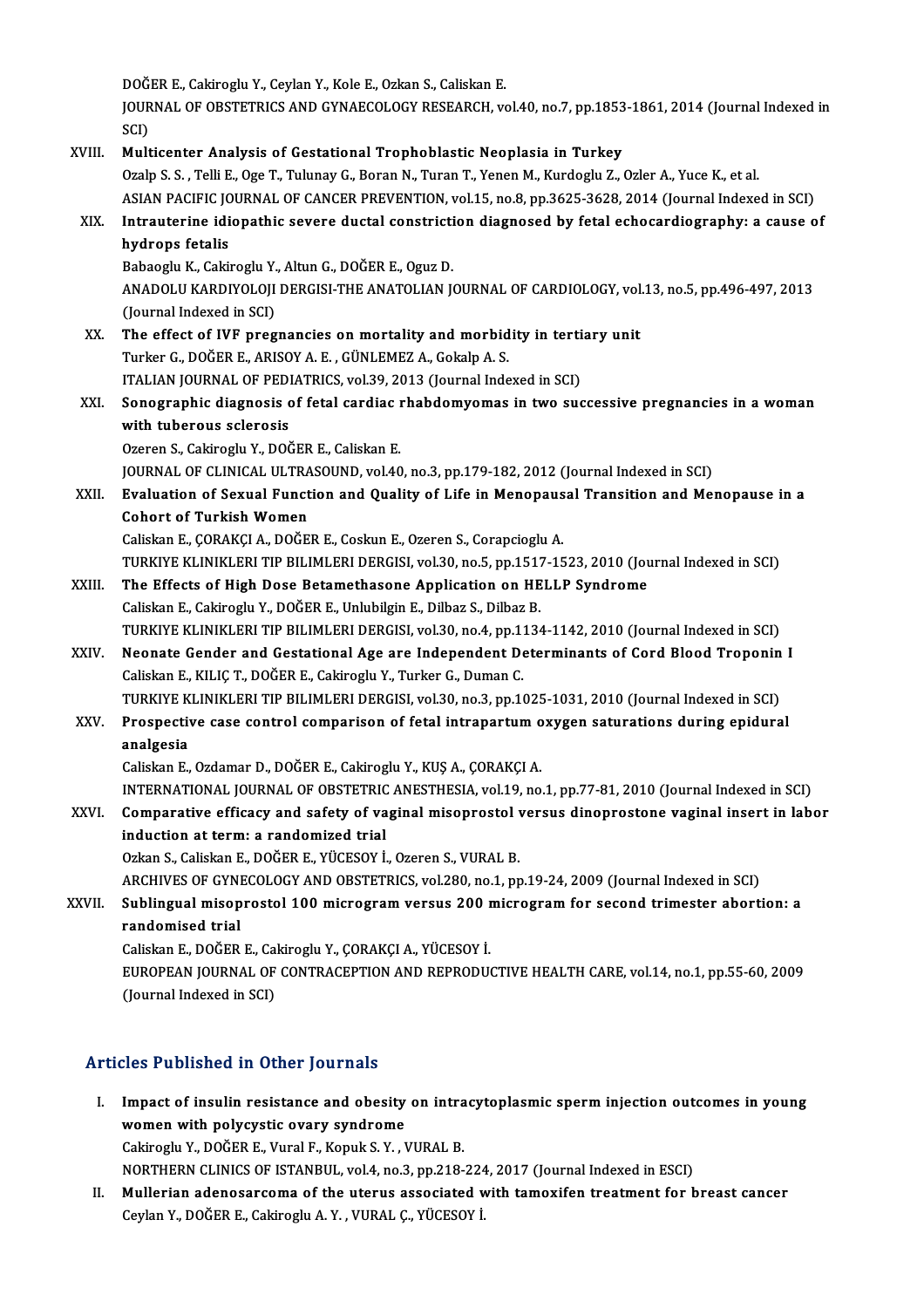DOĞER E., Cakiroglu Y., Ceylan Y., Kole E., Ozkan S., Caliskan E.
JOURNAL OF OBSTETRICS AND GYNAECOLOGY RESEARCH, vol.40, no.7, pp.1853-1861, 2014 (Journal Indexed in SCI)

XVIII. **Multicenter Analysis of Gestational Trophoblastic Neoplasia in Turkey**
Ozalp S. S. , Telli E., Oge T., Tulunay G., Boran N., Turan T., Yenen M., Kurdoglu Z., Ozler A., Yuce K., et al.
ASIAN PACIFIC JOURNAL OF CANCER PREVENTION, vol.15, no.8, pp.3625-3628, 2014 (Journal Indexed in SCI)

XIX. **Intrauterine idiopathic severe ductal constriction diagnosed by fetal echocardiography: a cause of hydrops fetalis**
Babaoglu K., Cakiroglu Y., Altun G., DOĞER E., Oguz D.
ANADOLU KARDIYOLOJI DERGISI-THE ANATOLIAN JOURNAL OF CARDIOLOGY, vol.13, no.5, pp.496-497, 2013 (Journal Indexed in SCI)

XX. **The effect of IVF pregnancies on mortality and morbidity in tertiary unit**
Turker G., DOĞER E., ARISOY A. E. , GÜNLEMEZ A., Gokalp A. S.
ITALIAN JOURNAL OF PEDIATRICS, vol.39, 2013 (Journal Indexed in SCI)

XXI. **Sonographic diagnosis of fetal cardiac rhabdomyomas in two successive pregnancies in a woman with tuberous sclerosis**
Ozeren S., Cakiroglu Y., DOĞER E., Caliskan E.
JOURNAL OF CLINICAL ULTRASOUND, vol.40, no.3, pp.179-182, 2012 (Journal Indexed in SCI)

XXII. **Evaluation of Sexual Function and Quality of Life in Menopausal Transition and Menopause in a Cohort of Turkish Women**
Caliskan E., ÇORAKÇI A., DOĞER E., Coskun E., Ozeren S., Corapcioglu A.
TURKIYE KLINIKLERI TIP BILIMLERI DERGISI, vol.30, no.5, pp.1517-1523, 2010 (Journal Indexed in SCI)

XXIII. **The Effects of High Dose Betamethasone Application on HELLP Syndrome**
Caliskan E., Cakiroglu Y., DOĞER E., Unlubilgin E., Dilbaz S., Dilbaz B.
TURKIYE KLINIKLERI TIP BILIMLERI DERGISI, vol.30, no.4, pp.1134-1142, 2010 (Journal Indexed in SCI)

XXIV. **Neonate Gender and Gestational Age are Independent Determinants of Cord Blood Troponin I**
Caliskan E., KILIÇ T., DOĞER E., Cakiroglu Y., Turker G., Duman C.
TURKIYE KLINIKLERI TIP BILIMLERI DERGISI, vol.30, no.3, pp.1025-1031, 2010 (Journal Indexed in SCI)

XXV. **Prospective case control comparison of fetal intrapartum oxygen saturations during epidural analgesia**
Caliskan E., Ozdamar D., DOĞER E., Cakiroglu Y., KUŞ A., ÇORAKÇI A.
INTERNATIONAL JOURNAL OF OBSTETRIC ANESTHESIA, vol.19, no.1, pp.77-81, 2010 (Journal Indexed in SCI)

XXVI. **Comparative efficacy and safety of vaginal misoprostol versus dinoprostone vaginal insert in labor induction at term: a randomized trial**
Ozkan S., Caliskan E., DOĞER E., YÜCESOY İ., Ozeren S., VURAL B.
ARCHIVES OF GYNECOLOGY AND OBSTETRICS, vol.280, no.1, pp.19-24, 2009 (Journal Indexed in SCI)

XXVII. **Sublingual misoprostol 100 microgram versus 200 microgram for second trimester abortion: a randomised trial**
Caliskan E., DOĞER E., Cakiroglu Y., ÇORAKÇI A., YÜCESOY İ.
EUROPEAN JOURNAL OF CONTRACEPTION AND REPRODUCTIVE HEALTH CARE, vol.14, no.1, pp.55-60, 2009 (Journal Indexed in SCI)

## Articles Published in Other Journals

I. **Impact of insulin resistance and obesity on intracytoplasmic sperm injection outcomes in young women with polycystic ovary syndrome**
Cakiroglu Y., DOĞER E., Vural F., Kopuk S. Y. , VURAL B.
NORTHERN CLINICS OF ISTANBUL, vol.4, no.3, pp.218-224, 2017 (Journal Indexed in ESCI)

II. **Mullerian adenosarcoma of the uterus associated with tamoxifen treatment for breast cancer**
Ceylan Y., DOĞER E., Cakiroglu A. Y. , VURAL Ç., YÜCESOY İ.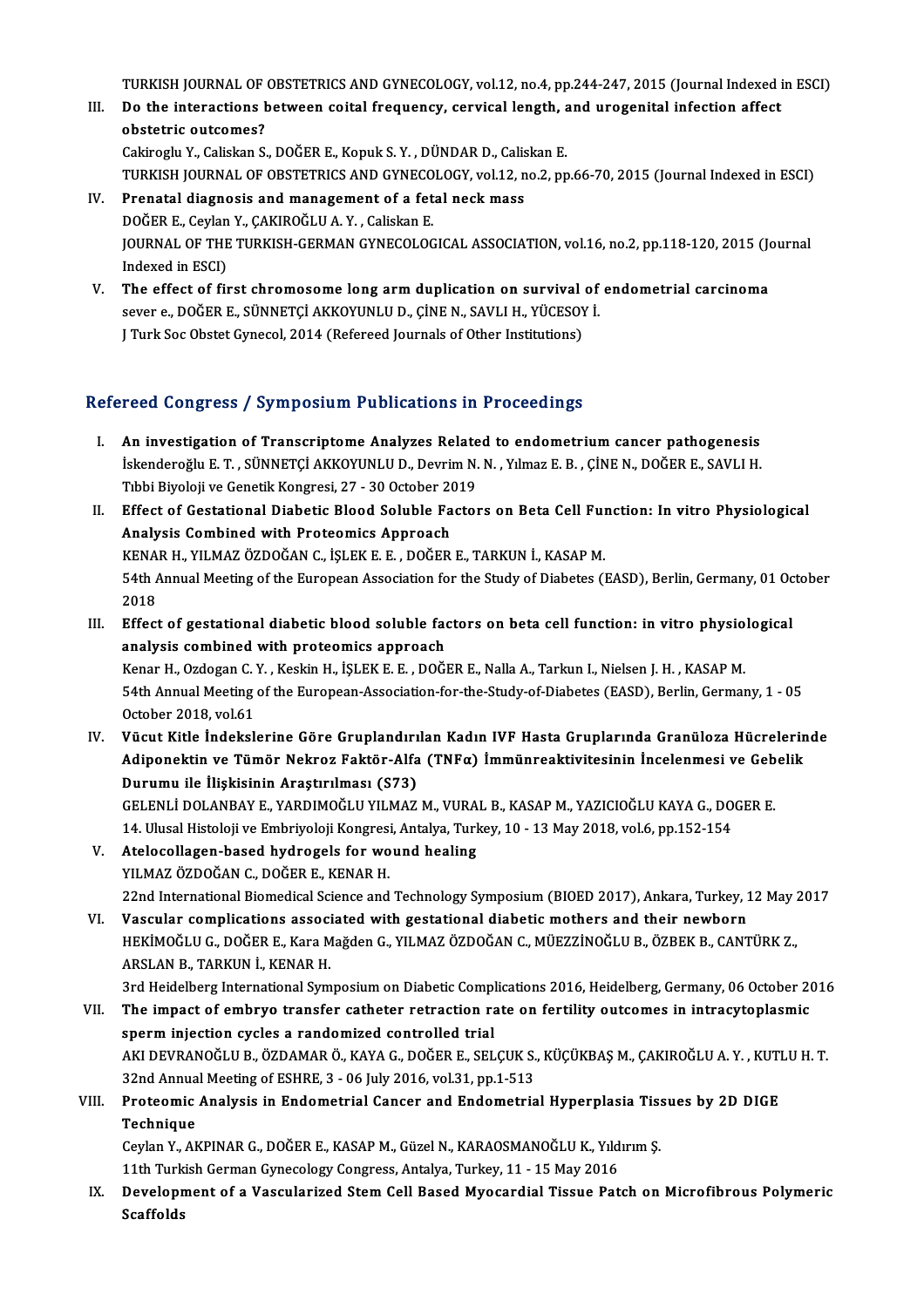TURKISH JOURNAL OF OBSTETRICS AND GYNECOLOGY, vol.12, no.4, pp.244-247, 2015 (Journal Indexed in ESCI)

III. **Do the interactions between coital frequency, cervical length, and urogenital infection affect obstetric outcomes?**
Cakiroglu Y., Caliskan S., DOĞER E., Kopuk S. Y. , DÜNDAR D., Caliskan E.
TURKISH JOURNAL OF OBSTETRICS AND GYNECOLOGY, vol.12, no.2, pp.66-70, 2015 (Journal Indexed in ESCI)

IV. **Prenatal diagnosis and management of a fetal neck mass**
DOĞER E., Ceylan Y., ÇAKIROĞLU A. Y. , Caliskan E.
JOURNAL OF THE TURKISH-GERMAN GYNECOLOGICAL ASSOCIATION, vol.16, no.2, pp.118-120, 2015 (Journal Indexed in ESCI)

V. **The effect of first chromosome long arm duplication on survival of endometrial carcinoma**
sever e., DOĞER E., SÜNNETÇİ AKKOYUNLU D., ÇİNE N., SAVLI H., YÜCESOY İ.
J Turk Soc Obstet Gynecol, 2014 (Refereed Journals of Other Institutions)

## Refereed Congress / Symposium Publications in Proceedings

I. **An investigation of Transcriptome Analyzes Related to endometrium cancer pathogenesis**
İskenderoğlu E. T. , SÜNNETÇİ AKKOYUNLU D., Devrim N. N. , Yılmaz E. B. , ÇİNE N., DOĞER E., SAVLI H.
Tıbbi Biyoloji ve Genetik Kongresi, 27 - 30 October 2019

II. **Effect of Gestational Diabetic Blood Soluble Factors on Beta Cell Function: In vitro Physiological Analysis Combined with Proteomics Approach**
KENAR H., YILMAZ ÖZDOĞAN C., İŞLEK E. E. , DOĞER E., TARKUN İ., KASAP M.
54th Annual Meeting of the European Association for the Study of Diabetes (EASD), Berlin, Germany, 01 October 2018

III. **Effect of gestational diabetic blood soluble factors on beta cell function: in vitro physiological analysis combined with proteomics approach**
Kenar H., Ozdogan C. Y. , Keskin H., İŞLEK E. E. , DOĞER E., Nalla A., Tarkun I., Nielsen J. H. , KASAP M.
54th Annual Meeting of the European-Association-for-the-Study-of-Diabetes (EASD), Berlin, Germany, 1 - 05 October 2018, vol.61

IV. **Vücut Kitle İndekslerine Göre Gruplandırılan Kadın IVF Hasta Gruplarında Granüloza Hücrelerinde Adiponektin ve Tümör Nekroz Faktör-Alfa (TNFα) İmmünreaktivitesinin İncelenmesi ve Gebelik Durumu ile İlişkisinin Araştırılması (S73)**
GELENLİ DOLANBAY E., YARDIMOĞLU YILMAZ M., VURAL B., KASAP M., YAZICIOĞLU KAYA G., DOGER E.
14. Ulusal Histoloji ve Embriyoloji Kongresi, Antalya, Turkey, 10 - 13 May 2018, vol.6, pp.152-154

V. **Atelocollagen-based hydrogels for wound healing**
YILMAZ ÖZDOĞAN C., DOĞER E., KENAR H.
22nd International Biomedical Science and Technology Symposium (BIOED 2017), Ankara, Turkey, 12 May 2017

VI. **Vascular complications associated with gestational diabetic mothers and their newborn**
HEKİMOĞLU G., DOĞER E., Kara Mağden G., YILMAZ ÖZDOĞAN C., MÜEZZİNOĞLU B., ÖZBEK B., CANTÜRK Z., ARSLAN B., TARKUN İ., KENAR H.
3rd Heidelberg International Symposium on Diabetic Complications 2016, Heidelberg, Germany, 06 October 2016

VII. **The impact of embryo transfer catheter retraction rate on fertility outcomes in intracytoplasmic sperm injection cycles a randomized controlled trial**
AKI DEVRANOĞLU B., ÖZDAMAR Ö., KAYA G., DOĞER E., SELÇUK S., KÜÇÜKBAŞ M., ÇAKIROĞLU A. Y. , KUTLU H. T.
32nd Annual Meeting of ESHRE, 3 - 06 July 2016, vol.31, pp.1-513

VIII. **Proteomic Analysis in Endometrial Cancer and Endometrial Hyperplasia Tissues by 2D DIGE Technique**
Ceylan Y., AKPINAR G., DOĞER E., KASAP M., Güzel N., KARAOSMANOĞLU K., Yıldırım Ş.
11th Turkish German Gynecology Congress, Antalya, Turkey, 11 - 15 May 2016

IX. **Development of a Vascularized Stem Cell Based Myocardial Tissue Patch on Microfibrous Polymeric Scaffolds**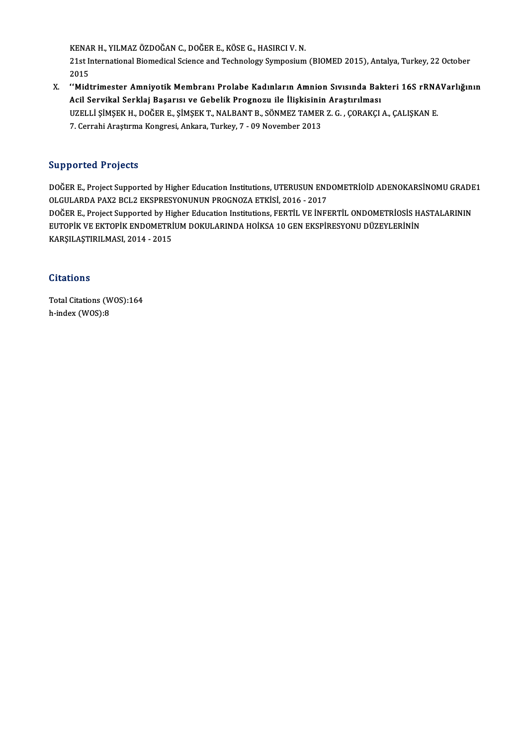KENAR H., YILMAZ ÖZDOĞAN C., DOĞER E., KÖSE G., HASIRCI V. N.
21st International Biomedical Science and Technology Symposium (BIOMED 2015), Antalya, Turkey, 22 October 2015

X. **''Midtrimester Amniyotik Membranı Prolabe Kadınların Amnion Sıvısında Bakteri 16S rRNAVarlığının Acil Servikal Serklaj Başarısı ve Gebelik Prognozu ile İlişkisinin Araştırılması**
UZELLİ ŞİMŞEK H., DOĞER E., ŞİMŞEK T., NALBANT B., SÖNMEZ TAMER Z. G. , ÇORAKÇI A., ÇALIŞKAN E.
7. Cerrahi Araştırma Kongresi, Ankara, Turkey, 7 - 09 November 2013

## Supported Projects

DOĞER E., Project Supported by Higher Education Institutions, UTERUSUN ENDOMETRİOİD ADENOKARSİNOMU GRADE1 OLGULARDA PAX2 BCL2 EKSPRESYONUNUN PROGNOZA ETKİSİ, 2016 - 2017

DOĞER E., Project Supported by Higher Education Institutions, FERTİL VE İNFERTİL ONDOMETRİOSİS HASTALARININ EUTOPİK VE EKTOPİK ENDOMETRİUM DOKULARINDA HOİKSA 10 GEN EKSPİRESYONU DÜZEYLERİNİN KARŞILAŞTIRILMASI, 2014 - 2015

## Citations

Total Citations (WOS):164
h-index (WOS):8